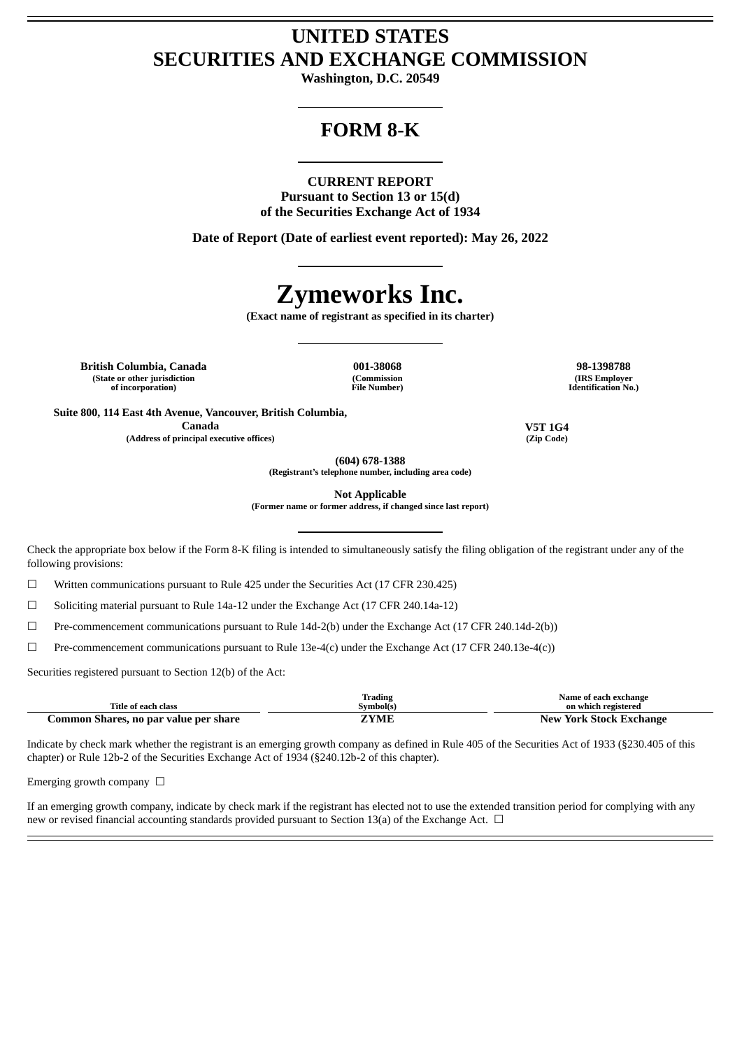# UNITED STATES
# SECURITIES AND EXCHANGE COMMISSION

**Washington, D.C. 20549**

## FORM 8-K

**CURRENT REPORT**
**Pursuant to Section 13 or 15(d)**
**of the Securities Exchange Act of 1934**

**Date of Report (Date of earliest event reported): May 26, 2022**

# Zymeworks Inc.

**(Exact name of registrant as specified in its charter)**

| British Columbia, Canada | 001-38068 | 98-1398788 |
|---|---|---|
| (State or other jurisdiction of incorporation) | (Commission File Number) | (IRS Employer Identification No.) |

| Suite 800, 114 East 4th Avenue, Vancouver, British Columbia, Canada | V5T 1G4 |
|---|---|
| (Address of principal executive offices) | (Zip Code) |

**(604) 678-1388**
**(Registrant's telephone number, including area code)**

**Not Applicable**
**(Former name or former address, if changed since last report)**

Check the appropriate box below if the Form 8-K filing is intended to simultaneously satisfy the filing obligation of the registrant under any of the following provisions:

☐ Written communications pursuant to Rule 425 under the Securities Act (17 CFR 230.425)

☐ Soliciting material pursuant to Rule 14a-12 under the Exchange Act (17 CFR 240.14a-12)

☐ Pre-commencement communications pursuant to Rule 14d-2(b) under the Exchange Act (17 CFR 240.14d-2(b))

☐ Pre-commencement communications pursuant to Rule 13e-4(c) under the Exchange Act (17 CFR 240.13e-4(c))

Securities registered pursuant to Section 12(b) of the Act:

| Title of each class | Trading Symbol(s) | Name of each exchange on which registered |
|---|---|---|
| **Common Shares, no par value per share** | **ZYME** | **New York Stock Exchange** |

Indicate by check mark whether the registrant is an emerging growth company as defined in Rule 405 of the Securities Act of 1933 (§230.405 of this chapter) or Rule 12b-2 of the Securities Exchange Act of 1934 (§240.12b-2 of this chapter).

Emerging growth company ☐

If an emerging growth company, indicate by check mark if the registrant has elected not to use the extended transition period for complying with any new or revised financial accounting standards provided pursuant to Section 13(a) of the Exchange Act. ☐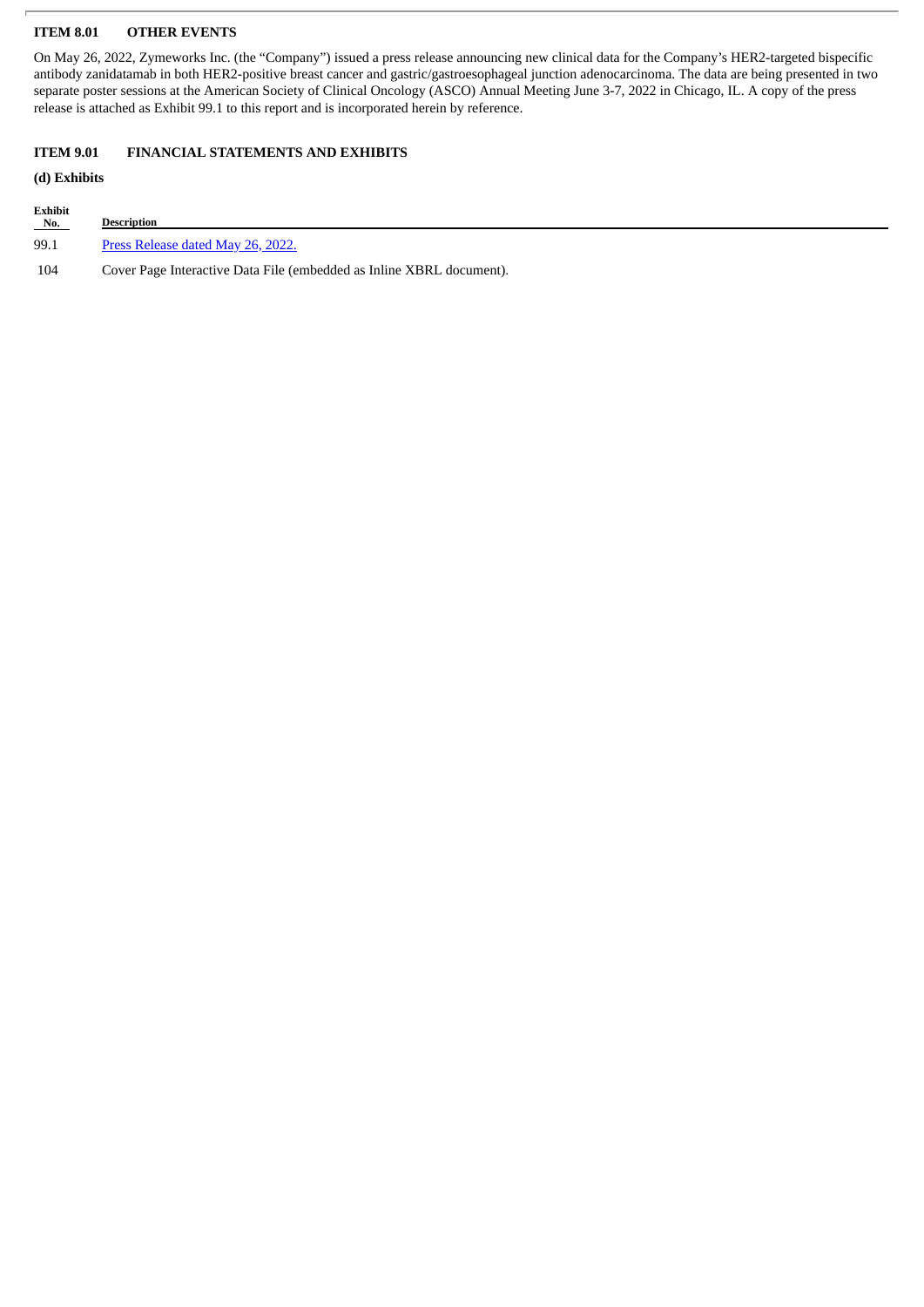**ITEM 8.01 OTHER EVENTS**

On May 26, 2022, Zymeworks Inc. (the "Company") issued a press release announcing new clinical data for the Company's HER2-targeted bispecific antibody zanidatamab in both HER2-positive breast cancer and gastric/gastroesophageal junction adenocarcinoma. The data are being presented in two separate poster sessions at the American Society of Clinical Oncology (ASCO) Annual Meeting June 3-7, 2022 in Chicago, IL. A copy of the press release is attached as Exhibit 99.1 to this report and is incorporated herein by reference.

**ITEM 9.01 FINANCIAL STATEMENTS AND EXHIBITS**

**(d) Exhibits**

| Exhibit No. | Description |
|---|---|
| 99.1 | Press Release dated May 26, 2022. |
| 104 | Cover Page Interactive Data File (embedded as Inline XBRL document). |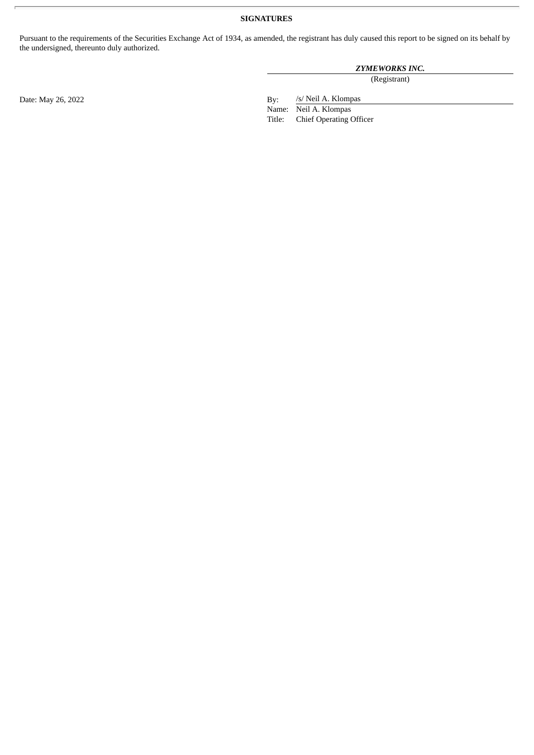**SIGNATURES**

Pursuant to the requirements of the Securities Exchange Act of 1934, as amended, the registrant has duly caused this report to be signed on its behalf by the undersigned, thereunto duly authorized.

***ZYMEWORKS INC.***
(Registrant)

Date: May 26, 2022

By: /s/ Neil A. Klompas
Name: Neil A. Klompas
Title: Chief Operating Officer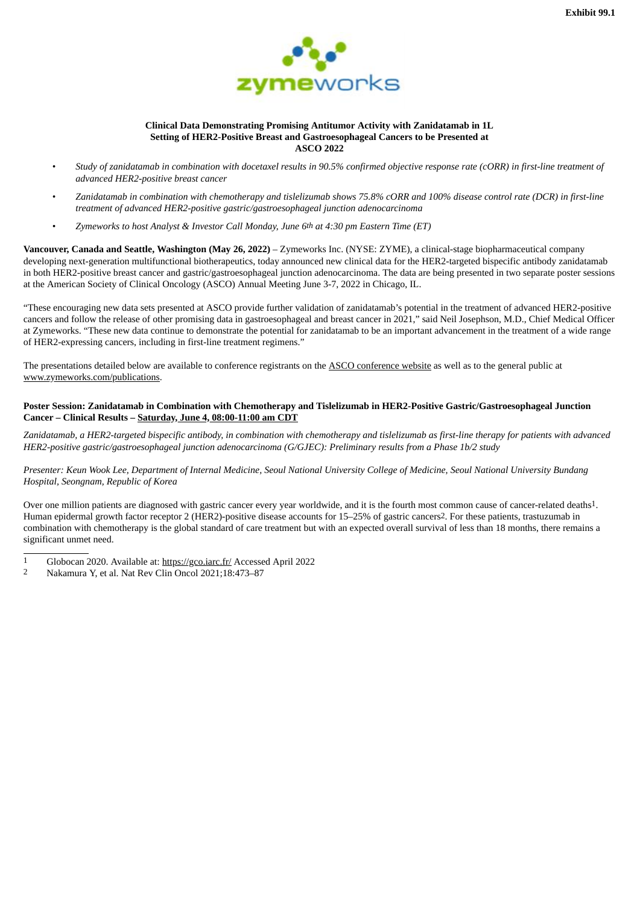Exhibit 99.1

**Clinical Data Demonstrating Promising Antitumor Activity with Zanidatamab in 1L Setting of HER2-Positive Breast and Gastroesophageal Cancers to be Presented at ASCO 2022**

- *Study of zanidatamab in combination with docetaxel results in 90.5% confirmed objective response rate (cORR) in first-line treatment of advanced HER2-positive breast cancer*
- *Zanidatamab in combination with chemotherapy and tislelizumab shows 75.8% cORR and 100% disease control rate (DCR) in first-line treatment of advanced HER2-positive gastric/gastroesophageal junction adenocarcinoma*
- *Zymeworks to host Analyst & Investor Call Monday, June 6th at 4:30 pm Eastern Time (ET)*

**Vancouver, Canada and Seattle, Washington (May 26, 2022)** – Zymeworks Inc. (NYSE: ZYME), a clinical-stage biopharmaceutical company developing next-generation multifunctional biotherapeutics, today announced new clinical data for the HER2-targeted bispecific antibody zanidatamab in both HER2-positive breast cancer and gastric/gastroesophageal junction adenocarcinoma. The data are being presented in two separate poster sessions at the American Society of Clinical Oncology (ASCO) Annual Meeting June 3-7, 2022 in Chicago, IL.

"These encouraging new data sets presented at ASCO provide further validation of zanidatamab's potential in the treatment of advanced HER2-positive cancers and follow the release of other promising data in gastroesophageal and breast cancer in 2021," said Neil Josephson, M.D., Chief Medical Officer at Zymeworks. "These new data continue to demonstrate the potential for zanidatamab to be an important advancement in the treatment of a wide range of HER2-expressing cancers, including in first-line treatment regimens."

The presentations detailed below are available to conference registrants on the ASCO conference website as well as to the general public at www.zymeworks.com/publications.

**Poster Session: Zanidatamab in Combination with Chemotherapy and Tislelizumab in HER2-Positive Gastric/Gastroesophageal Junction Cancer – Clinical Results – Saturday, June 4, 08:00-11:00 am CDT**

*Zanidatamab, a HER2-targeted bispecific antibody, in combination with chemotherapy and tislelizumab as first-line therapy for patients with advanced HER2-positive gastric/gastroesophageal junction adenocarcinoma (G/GJEC): Preliminary results from a Phase 1b/2 study*

*Presenter: Keun Wook Lee, Department of Internal Medicine, Seoul National University College of Medicine, Seoul National University Bundang Hospital, Seongnam, Republic of Korea*

Over one million patients are diagnosed with gastric cancer every year worldwide, and it is the fourth most common cause of cancer-related deaths[1]. Human epidermal growth factor receptor 2 (HER2)-positive disease accounts for 15–25% of gastric cancers[2]. For these patients, trastuzumab in combination with chemotherapy is the global standard of care treatment but with an expected overall survival of less than 18 months, there remains a significant unmet need.

---

1 Globocan 2020. Available at: https://gco.iarc.fr/ Accessed April 2022

2 Nakamura Y, et al. Nat Rev Clin Oncol 2021;18:473–87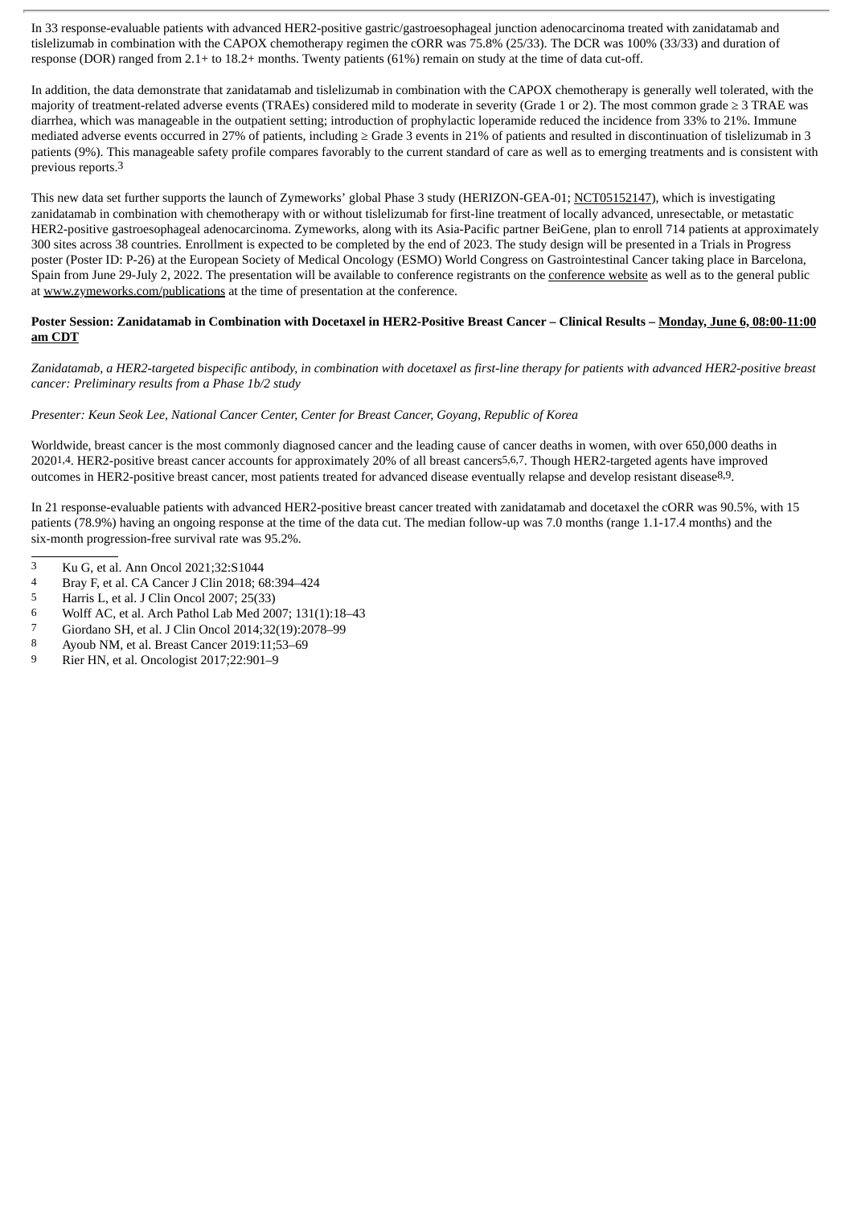In 33 response-evaluable patients with advanced HER2-positive gastric/gastroesophageal junction adenocarcinoma treated with zanidatamab and tislelizumab in combination with the CAPOX chemotherapy regimen the cORR was 75.8% (25/33). The DCR was 100% (33/33) and duration of response (DOR) ranged from 2.1+ to 18.2+ months. Twenty patients (61%) remain on study at the time of data cut-off.

In addition, the data demonstrate that zanidatamab and tislelizumab in combination with the CAPOX chemotherapy is generally well tolerated, with the majority of treatment-related adverse events (TRAEs) considered mild to moderate in severity (Grade 1 or 2). The most common grade ≥ 3 TRAE was diarrhea, which was manageable in the outpatient setting; introduction of prophylactic loperamide reduced the incidence from 33% to 21%. Immune mediated adverse events occurred in 27% of patients, including ≥ Grade 3 events in 21% of patients and resulted in discontinuation of tislelizumab in 3 patients (9%). This manageable safety profile compares favorably to the current standard of care as well as to emerging treatments and is consistent with previous reports.[3]

This new data set further supports the launch of Zymeworks' global Phase 3 study (HERIZON-GEA-01; NCT05152147), which is investigating zanidatamab in combination with chemotherapy with or without tislelizumab for first-line treatment of locally advanced, unresectable, or metastatic HER2-positive gastroesophageal adenocarcinoma. Zymeworks, along with its Asia-Pacific partner BeiGene, plan to enroll 714 patients at approximately 300 sites across 38 countries. Enrollment is expected to be completed by the end of 2023. The study design will be presented in a Trials in Progress poster (Poster ID: P-26) at the European Society of Medical Oncology (ESMO) World Congress on Gastrointestinal Cancer taking place in Barcelona, Spain from June 29-July 2, 2022. The presentation will be available to conference registrants on the conference website as well as to the general public at www.zymeworks.com/publications at the time of presentation at the conference.

**Poster Session: Zanidatamab in Combination with Docetaxel in HER2-Positive Breast Cancer – Clinical Results – Monday, June 6, 08:00-11:00 am CDT**

*Zanidatamab, a HER2-targeted bispecific antibody, in combination with docetaxel as first-line therapy for patients with advanced HER2-positive breast cancer: Preliminary results from a Phase 1b/2 study*

*Presenter: Keun Seok Lee, National Cancer Center, Center for Breast Cancer, Goyang, Republic of Korea*

Worldwide, breast cancer is the most commonly diagnosed cancer and the leading cause of cancer deaths in women, with over 650,000 deaths in 2020[1,4]. HER2-positive breast cancer accounts for approximately 20% of all breast cancers[5,6,7]. Though HER2-targeted agents have improved outcomes in HER2-positive breast cancer, most patients treated for advanced disease eventually relapse and develop resistant disease[8,9].

In 21 response-evaluable patients with advanced HER2-positive breast cancer treated with zanidatamab and docetaxel the cORR was 90.5%, with 15 patients (78.9%) having an ongoing response at the time of the data cut. The median follow-up was 7.0 months (range 1.1-17.4 months) and the six-month progression-free survival rate was 95.2%.

---

3 Ku G, et al. Ann Oncol 2021;32:S1044
4 Bray F, et al. CA Cancer J Clin 2018; 68:394–424
5 Harris L, et al. J Clin Oncol 2007; 25(33)
6 Wolff AC, et al. Arch Pathol Lab Med 2007; 131(1):18–43
7 Giordano SH, et al. J Clin Oncol 2014;32(19):2078–99
8 Ayoub NM, et al. Breast Cancer 2019:11;53–69
9 Rier HN, et al. Oncologist 2017;22:901–9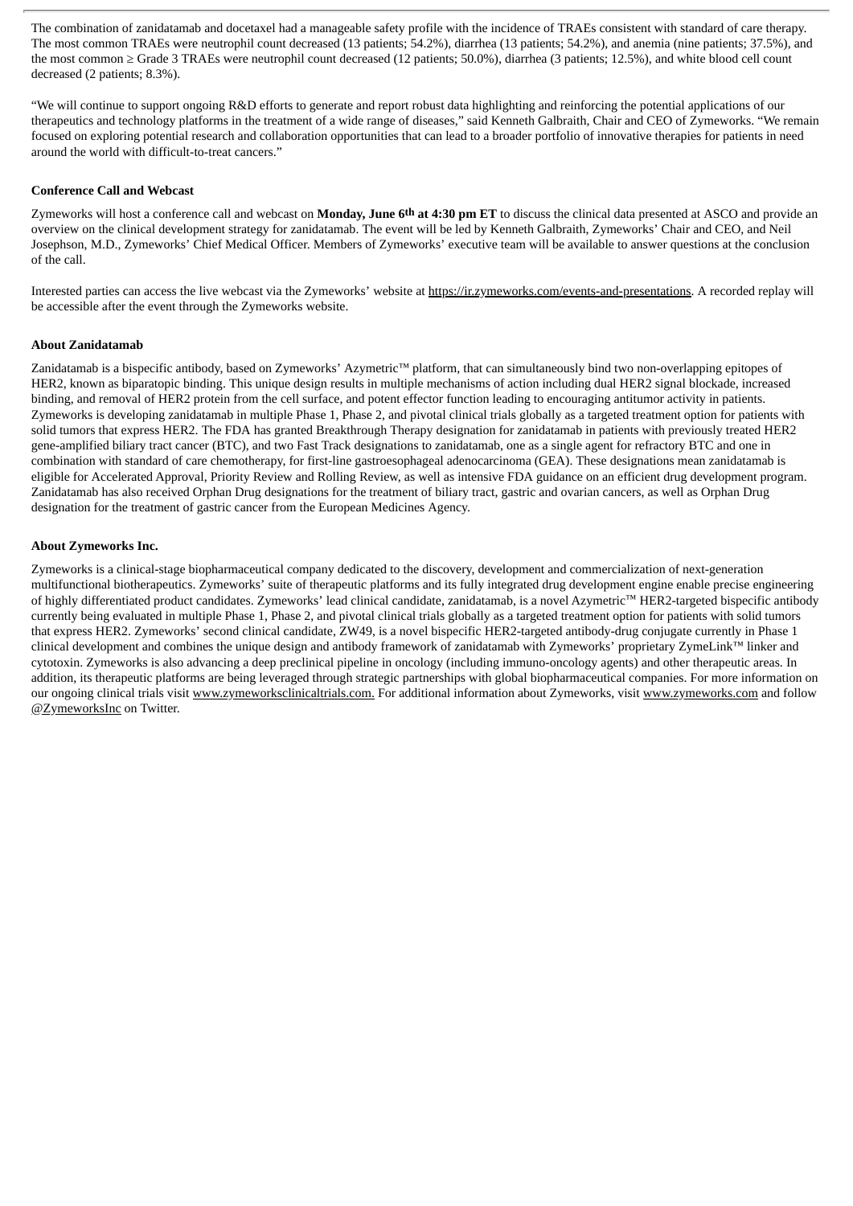The combination of zanidatamab and docetaxel had a manageable safety profile with the incidence of TRAEs consistent with standard of care therapy. The most common TRAEs were neutrophil count decreased (13 patients; 54.2%), diarrhea (13 patients; 54.2%), and anemia (nine patients; 37.5%), and the most common ≥ Grade 3 TRAEs were neutrophil count decreased (12 patients; 50.0%), diarrhea (3 patients; 12.5%), and white blood cell count decreased (2 patients; 8.3%).

"We will continue to support ongoing R&D efforts to generate and report robust data highlighting and reinforcing the potential applications of our therapeutics and technology platforms in the treatment of a wide range of diseases," said Kenneth Galbraith, Chair and CEO of Zymeworks. "We remain focused on exploring potential research and collaboration opportunities that can lead to a broader portfolio of innovative therapies for patients in need around the world with difficult-to-treat cancers."

**Conference Call and Webcast**

Zymeworks will host a conference call and webcast on **Monday, June 6th at 4:30 pm ET** to discuss the clinical data presented at ASCO and provide an overview on the clinical development strategy for zanidatamab. The event will be led by Kenneth Galbraith, Zymeworks' Chair and CEO, and Neil Josephson, M.D., Zymeworks' Chief Medical Officer. Members of Zymeworks' executive team will be available to answer questions at the conclusion of the call.

Interested parties can access the live webcast via the Zymeworks' website at https://ir.zymeworks.com/events-and-presentations. A recorded replay will be accessible after the event through the Zymeworks website.

**About Zanidatamab**

Zanidatamab is a bispecific antibody, based on Zymeworks' Azymetric™ platform, that can simultaneously bind two non-overlapping epitopes of HER2, known as biparatopic binding. This unique design results in multiple mechanisms of action including dual HER2 signal blockade, increased binding, and removal of HER2 protein from the cell surface, and potent effector function leading to encouraging antitumor activity in patients. Zymeworks is developing zanidatamab in multiple Phase 1, Phase 2, and pivotal clinical trials globally as a targeted treatment option for patients with solid tumors that express HER2. The FDA has granted Breakthrough Therapy designation for zanidatamab in patients with previously treated HER2 gene-amplified biliary tract cancer (BTC), and two Fast Track designations to zanidatamab, one as a single agent for refractory BTC and one in combination with standard of care chemotherapy, for first-line gastroesophageal adenocarcinoma (GEA). These designations mean zanidatamab is eligible for Accelerated Approval, Priority Review and Rolling Review, as well as intensive FDA guidance on an efficient drug development program. Zanidatamab has also received Orphan Drug designations for the treatment of biliary tract, gastric and ovarian cancers, as well as Orphan Drug designation for the treatment of gastric cancer from the European Medicines Agency.

**About Zymeworks Inc.**

Zymeworks is a clinical-stage biopharmaceutical company dedicated to the discovery, development and commercialization of next-generation multifunctional biotherapeutics. Zymeworks' suite of therapeutic platforms and its fully integrated drug development engine enable precise engineering of highly differentiated product candidates. Zymeworks' lead clinical candidate, zanidatamab, is a novel Azymetric™ HER2-targeted bispecific antibody currently being evaluated in multiple Phase 1, Phase 2, and pivotal clinical trials globally as a targeted treatment option for patients with solid tumors that express HER2. Zymeworks' second clinical candidate, ZW49, is a novel bispecific HER2-targeted antibody-drug conjugate currently in Phase 1 clinical development and combines the unique design and antibody framework of zanidatamab with Zymeworks' proprietary ZymeLink™ linker and cytotoxin. Zymeworks is also advancing a deep preclinical pipeline in oncology (including immuno-oncology agents) and other therapeutic areas. In addition, its therapeutic platforms are being leveraged through strategic partnerships with global biopharmaceutical companies. For more information on our ongoing clinical trials visit www.zymeworksclinicaltrials.com. For additional information about Zymeworks, visit www.zymeworks.com and follow @ZymeworksInc on Twitter.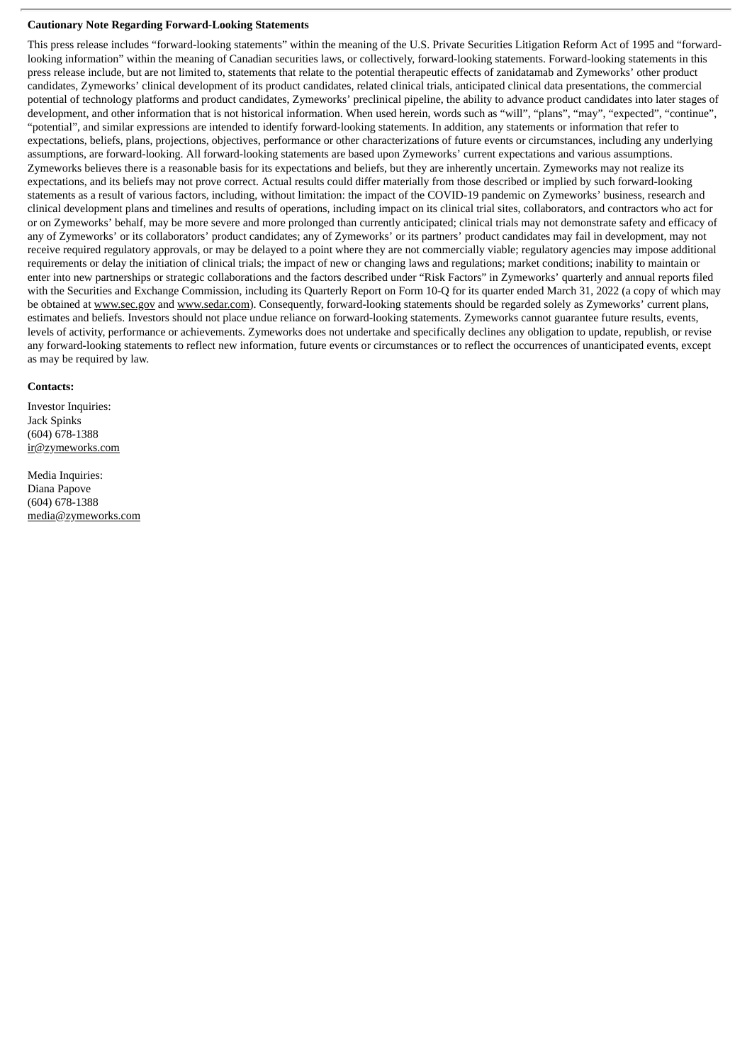**Cautionary Note Regarding Forward-Looking Statements**

This press release includes “forward-looking statements” within the meaning of the U.S. Private Securities Litigation Reform Act of 1995 and “forward-looking information” within the meaning of Canadian securities laws, or collectively, forward-looking statements. Forward-looking statements in this press release include, but are not limited to, statements that relate to the potential therapeutic effects of zanidatamab and Zymeworks’ other product candidates, Zymeworks’ clinical development of its product candidates, related clinical trials, anticipated clinical data presentations, the commercial potential of technology platforms and product candidates, Zymeworks’ preclinical pipeline, the ability to advance product candidates into later stages of development, and other information that is not historical information. When used herein, words such as “will”, “plans”, “may”, “expected”, “continue”, “potential”, and similar expressions are intended to identify forward-looking statements. In addition, any statements or information that refer to expectations, beliefs, plans, projections, objectives, performance or other characterizations of future events or circumstances, including any underlying assumptions, are forward-looking. All forward-looking statements are based upon Zymeworks’ current expectations and various assumptions. Zymeworks believes there is a reasonable basis for its expectations and beliefs, but they are inherently uncertain. Zymeworks may not realize its expectations, and its beliefs may not prove correct. Actual results could differ materially from those described or implied by such forward-looking statements as a result of various factors, including, without limitation: the impact of the COVID-19 pandemic on Zymeworks’ business, research and clinical development plans and timelines and results of operations, including impact on its clinical trial sites, collaborators, and contractors who act for or on Zymeworks’ behalf, may be more severe and more prolonged than currently anticipated; clinical trials may not demonstrate safety and efficacy of any of Zymeworks’ or its collaborators’ product candidates; any of Zymeworks’ or its partners’ product candidates may fail in development, may not receive required regulatory approvals, or may be delayed to a point where they are not commercially viable; regulatory agencies may impose additional requirements or delay the initiation of clinical trials; the impact of new or changing laws and regulations; market conditions; inability to maintain or enter into new partnerships or strategic collaborations and the factors described under “Risk Factors” in Zymeworks’ quarterly and annual reports filed with the Securities and Exchange Commission, including its Quarterly Report on Form 10-Q for its quarter ended March 31, 2022 (a copy of which may be obtained at www.sec.gov and www.sedar.com). Consequently, forward-looking statements should be regarded solely as Zymeworks’ current plans, estimates and beliefs. Investors should not place undue reliance on forward-looking statements. Zymeworks cannot guarantee future results, events, levels of activity, performance or achievements. Zymeworks does not undertake and specifically declines any obligation to update, republish, or revise any forward-looking statements to reflect new information, future events or circumstances or to reflect the occurrences of unanticipated events, except as may be required by law.

**Contacts:**

Investor Inquiries:
Jack Spinks
(604) 678-1388
ir@zymeworks.com

Media Inquiries:
Diana Papove
(604) 678-1388
media@zymeworks.com